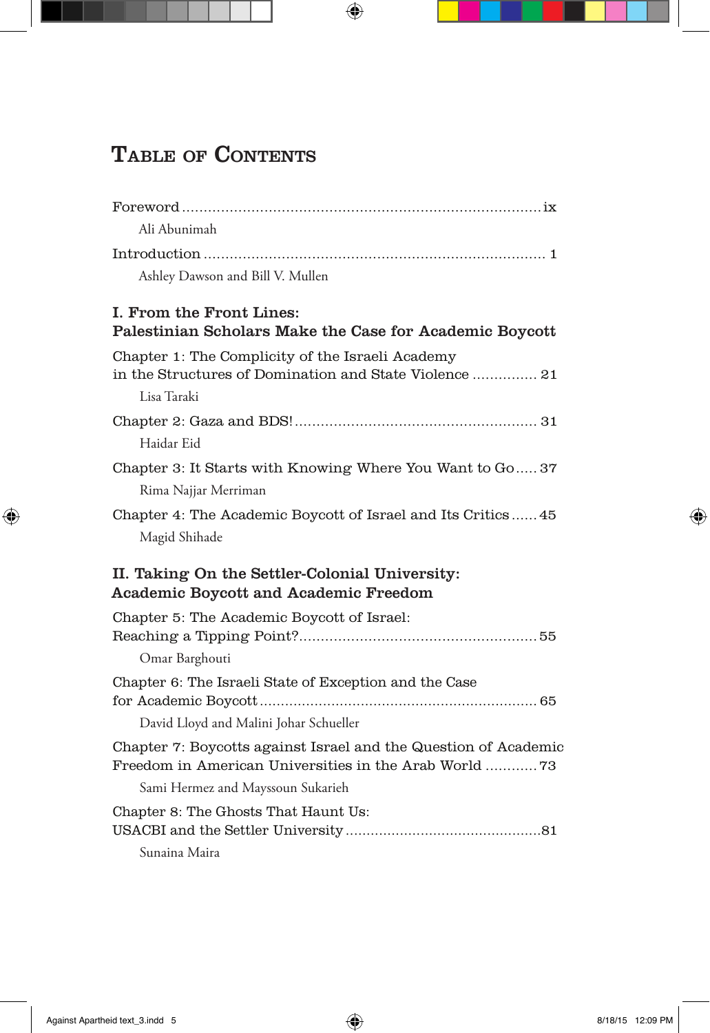# Table of Contents

Foreword ........ ix
Ali Abunimah

Introduction ........ 1
Ashley Dawson and Bill V. Mullen

## I. From the Front Lines: Palestinian Scholars Make the Case for Academic Boycott

Chapter 1: The Complicity of the Israeli Academy in the Structures of Domination and State Violence ........ 21
Lisa Taraki

Chapter 2: Gaza and BDS! ........ 31
Haidar Eid

Chapter 3: It Starts with Knowing Where You Want to Go ........ 37
Rima Najjar Merriman

Chapter 4: The Academic Boycott of Israel and Its Critics ........ 45
Magid Shihade

## II. Taking On the Settler-Colonial University: Academic Boycott and Academic Freedom

Chapter 5: The Academic Boycott of Israel: Reaching a Tipping Point? ........ 55
Omar Barghouti

Chapter 6: The Israeli State of Exception and the Case for Academic Boycott ........ 65
David Lloyd and Malini Johar Schueller

Chapter 7: Boycotts against Israel and the Question of Academic Freedom in American Universities in the Arab World ........ 73
Sami Hermez and Mayssoun Sukarieh

Chapter 8: The Ghosts That Haunt Us: USACBI and the Settler University ........ 81
Sunaina Maira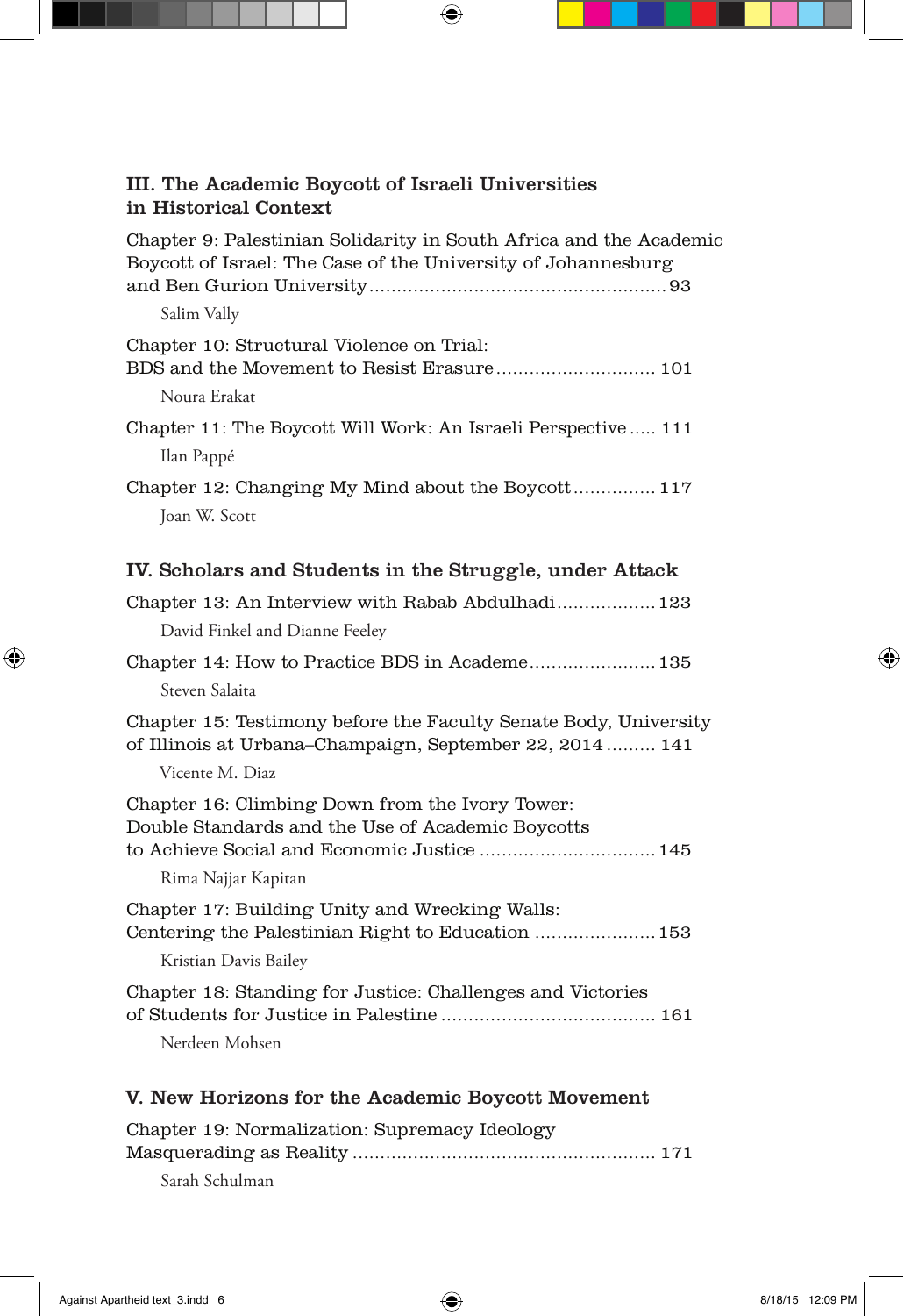## III. The Academic Boycott of Israeli Universities in Historical Context

Chapter 9: Palestinian Solidarity in South Africa and the Academic Boycott of Israel: The Case of the University of Johannesburg and Ben Gurion University .......... 93

Salim Vally

Chapter 10: Structural Violence on Trial: BDS and the Movement to Resist Erasure .......... 101

Noura Erakat

Chapter 11: The Boycott Will Work: An Israeli Perspective .......... 111

Ilan Pappé

Chapter 12: Changing My Mind about the Boycott .......... 117

Joan W. Scott

## IV. Scholars and Students in the Struggle, under Attack

Chapter 13: An Interview with Rabab Abdulhadi .......... 123

David Finkel and Dianne Feeley

Chapter 14: How to Practice BDS in Academe .......... 135

Steven Salaita

Chapter 15: Testimony before the Faculty Senate Body, University of Illinois at Urbana–Champaign, September 22, 2014 .......... 141

Vicente M. Diaz

Chapter 16: Climbing Down from the Ivory Tower: Double Standards and the Use of Academic Boycotts to Achieve Social and Economic Justice .......... 145

Rima Najjar Kapitan

Chapter 17: Building Unity and Wrecking Walls: Centering the Palestinian Right to Education .......... 153

Kristian Davis Bailey

Chapter 18: Standing for Justice: Challenges and Victories of Students for Justice in Palestine .......... 161

Nerdeen Mohsen

## V. New Horizons for the Academic Boycott Movement

Chapter 19: Normalization: Supremacy Ideology Masquerading as Reality .......... 171

Sarah Schulman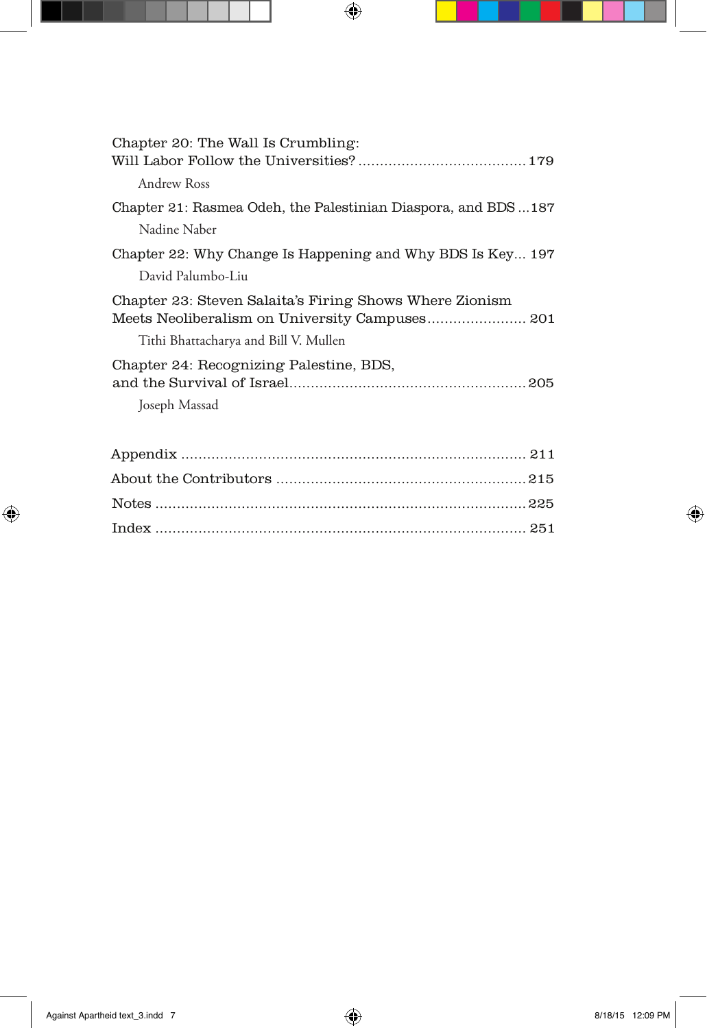Chapter 20: The Wall Is Crumbling: Will Labor Follow the Universities? ....... 179

Andrew Ross

Chapter 21: Rasmea Odeh, the Palestinian Diaspora, and BDS ....... 187

Nadine Naber

Chapter 22: Why Change Is Happening and Why BDS Is Key ....... 197

David Palumbo-Liu

Chapter 23: Steven Salaita's Firing Shows Where Zionism Meets Neoliberalism on University Campuses ....... 201

Tithi Bhattacharya and Bill V. Mullen

Chapter 24: Recognizing Palestine, BDS, and the Survival of Israel ....... 205

Joseph Massad

Appendix ....... 211

About the Contributors ....... 215

Notes ....... 225

Index ....... 251